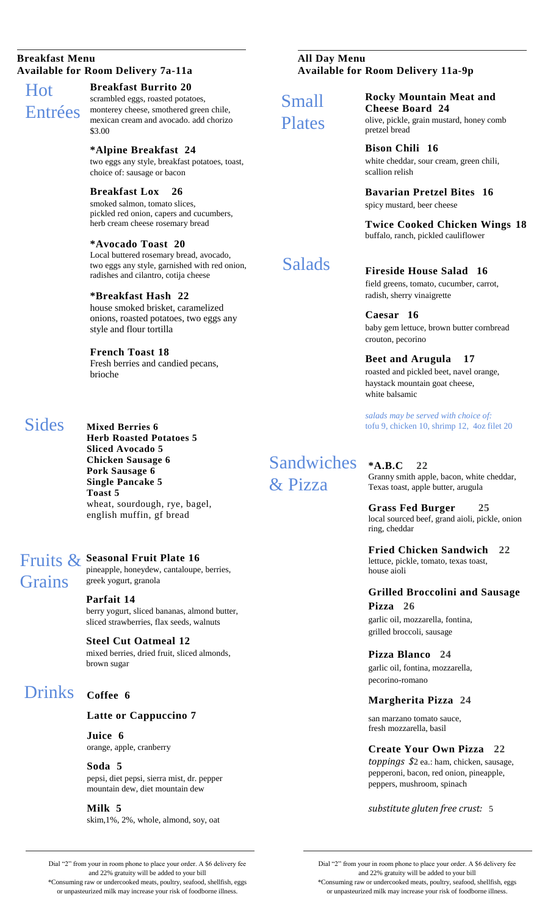## Breakfast Menu
**Available for Room Delivery 7a-11a**

### Hot Entrées

**Breakfast Burrito 20**
scrambled eggs, roasted potatoes, monterey cheese, smothered green chile, mexican cream and avocado. add chorizo $3.00

***Alpine Breakfast 24**
two eggs any style, breakfast potatoes, toast, choice of: sausage or bacon

**Breakfast Lox 26**
smoked salmon, tomato slices, pickled red onion, capers and cucumbers, herb cream cheese rosemary bread

***Avocado Toast 20**
Local buttered rosemary bread, avocado, two eggs any style, garnished with red onion, radishes and cilantro, cotija cheese

***Breakfast Hash 22**
house smoked brisket, caramelized onions, roasted potatoes, two eggs any style and flour tortilla

**French Toast 18**
Fresh berries and candied pecans, brioche

### Sides

**Mixed Berries 6**
**Herb Roasted Potatoes 5**
**Sliced Avocado 5**
**Chicken Sausage 6**
**Pork Sausage 6**
**Single Pancake 5**
**Toast 5**
wheat, sourdough, rye, bagel, english muffin, gf bread

### Fruits & Grains

**Seasonal Fruit Plate 16**
pineapple, honeydew, cantaloupe, berries, greek yogurt, granola

**Parfait 14**
berry yogurt, sliced bananas, almond butter, sliced strawberries, flax seeds, walnuts

**Steel Cut Oatmeal 12**
mixed berries, dried fruit, sliced almonds, brown sugar

### Drinks

**Coffee 6**

**Latte or Cappuccino 7**

**Juice 6**
orange, apple, cranberry

**Soda 5**
pepsi, diet pepsi, sierra mist, dr. pepper mountain dew, diet mountain dew

**Milk 5**
skim,1%, 2%, whole, almond, soy, oat

Dial "2" from your in room phone to place your order. A $6 delivery fee and 22% gratuity will be added to your bill
*Consuming raw or undercooked meats, poultry, seafood, shellfish, eggs or unpasteurized milk may increase your risk of foodborne illness.

## All Day Menu
**Available for Room Delivery 11a-9p**

### Small Plates

**Rocky Mountain Meat and Cheese Board 24**
olive, pickle, grain mustard, honey comb pretzel bread

**Bison Chili 16**
white cheddar, sour cream, green chili, scallion relish

**Bavarian Pretzel Bites 16**
spicy mustard, beer cheese

**Twice Cooked Chicken Wings 18**
buffalo, ranch, pickled cauliflower

### Salads

**Fireside House Salad 16**
field greens, tomato, cucumber, carrot, radish, sherry vinaigrette

**Caesar 16**
baby gem lettuce, brown butter cornbread crouton, pecorino

**Beet and Arugula 17**
roasted and pickled beet, navel orange, haystack mountain goat cheese, white balsamic

*salads may be served with choice of:*
tofu 9, chicken 10, shrimp 12, 4oz filet 20

### Sandwiches & Pizza

***A.B.C 22**
Granny smith apple, bacon, white cheddar, Texas toast, apple butter, arugula

**Grass Fed Burger 25**
local sourced beef, grand aioli, pickle, onion ring, cheddar

**Fried Chicken Sandwich 22**
lettuce, pickle, tomato, texas toast, house aioli

**Grilled Broccolini and Sausage Pizza 26**
garlic oil, mozzarella, fontina, grilled broccoli, sausage

**Pizza Blanco 24**
garlic oil, fontina, mozzarella, pecorino-romano

**Margherita Pizza 24**
san marzano tomato sauce, fresh mozzarella, basil

**Create Your Own Pizza 22**
*toppings $*2 ea.: ham, chicken, sausage, pepperoni, bacon, red onion, pineapple, peppers, mushroom, spinach

*substitute gluten free crust:* 5

Dial "2" from your in room phone to place your order. A $6 delivery fee and 22% gratuity will be added to your bill
*Consuming raw or undercooked meats, poultry, seafood, shellfish, eggs or unpasteurized milk may increase your risk of foodborne illness.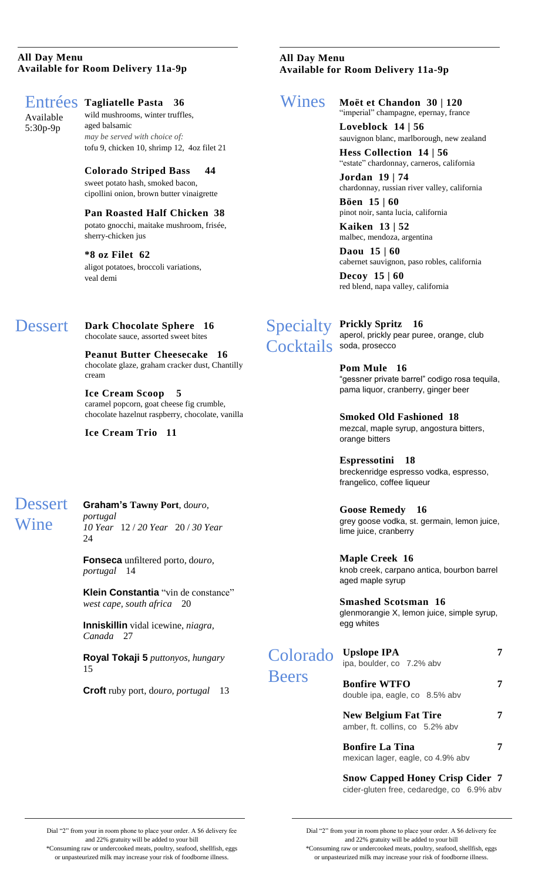**All Day Menu**
**Available for Room Delivery 11a-9p**

## Entrées

Available 5:30p-9p

**Tagliatelle Pasta 36**
wild mushrooms, winter truffles, aged balsamic
*may be served with choice of:*
tofu 9, chicken 10, shrimp 12, 4oz filet 21

**Colorado Striped Bass 44**
sweet potato hash, smoked bacon, cipollini onion, brown butter vinaigrette

**Pan Roasted Half Chicken 38**
potato gnocchi, maitake mushroom, frisée, sherry-chicken jus

**\*8 oz Filet 62**
aligot potatoes, broccoli variations, veal demi

## Dessert

**Dark Chocolate Sphere 16**
chocolate sauce, assorted sweet bites

**Peanut Butter Cheesecake 16**
chocolate glaze, graham cracker dust, Chantilly cream

**Ice Cream Scoop 5**
caramel popcorn, goat cheese fig crumble, chocolate hazelnut raspberry, chocolate, vanilla

**Ice Cream Trio 11**

## Dessert Wine

**Graham's Tawny Port**, d*ouro, portugal*
*10 Year* 12 / *20 Year* 20 / *30 Year* 24

**Fonseca** unfiltered porto, d*ouro, portugal* 14

**Klein Constantia** "vin de constance" *west cape, south africa* 20

**Inniskillin** vidal icewine, *niagra, Canada* 27

**Royal Tokaji 5** *puttonyos, hungary* 15

**Croft** ruby port, d*ouro, portugal* 13

Dial "2" from your in room phone to place your order. A $6 delivery fee and 22% gratuity will be added to your bill
*Consuming raw or undercooked meats, poultry, seafood, shellfish, eggs or unpasteurized milk may increase your risk of foodborne illness.

**All Day Menu**
**Available for Room Delivery 11a-9p**

## Wines

**Moët et Chandon 30 | 120**
"imperial" champagne, epernay, france

**Loveblock 14 | 56**
sauvignon blanc, marlborough, new zealand

**Hess Collection 14 | 56**
"estate" chardonnay, carneros, california

**Jordan 19 | 74**
chardonnay, russian river valley, california

**Böen 15 | 60**
pinot noir, santa lucia, california

**Kaiken 13 | 52**
malbec, mendoza, argentina

**Daou 15 | 60**
cabernet sauvignon, paso robles, california

**Decoy 15 | 60**
red blend, napa valley, california

## Specialty Cocktails

**Prickly Spritz 16**
aperol, prickly pear puree, orange, club soda, prosecco

**Pom Mule 16**
"gessner private barrel" codigo rosa tequila, pama liquor, cranberry, ginger beer

**Smoked Old Fashioned 18**
mezcal, maple syrup, angostura bitters, orange bitters

**Espressotini 18**
breckenridge espresso vodka, espresso, frangelico, coffee liqueur

**Goose Remedy 16**
grey goose vodka, st. germain, lemon juice, lime juice, cranberry

**Maple Creek 16**
knob creek, carpano antica, bourbon barrel aged maple syrup

**Smashed Scotsman 16**
glenmorangie X, lemon juice, simple syrup, egg whites

## Colorado Beers

**Upslope IPA** 7
ipa, boulder, co 7.2% abv

**Bonfire WTFO** 7
double ipa, eagle, co 8.5% abv

**New Belgium Fat Tire** 7
amber, ft. collins, co 5.2% abv

**Bonfire La Tina** 7
mexican lager, eagle, co 4.9% abv

**Snow Capped Honey Crisp Cider** 7
cider-gluten free, cedaredge, co 6.9% abv

Dial "2" from your in room phone to place your order. A $6 delivery fee and 22% gratuity will be added to your bill
*Consuming raw or undercooked meats, poultry, seafood, shellfish, eggs or unpasteurized milk may increase your risk of foodborne illness.